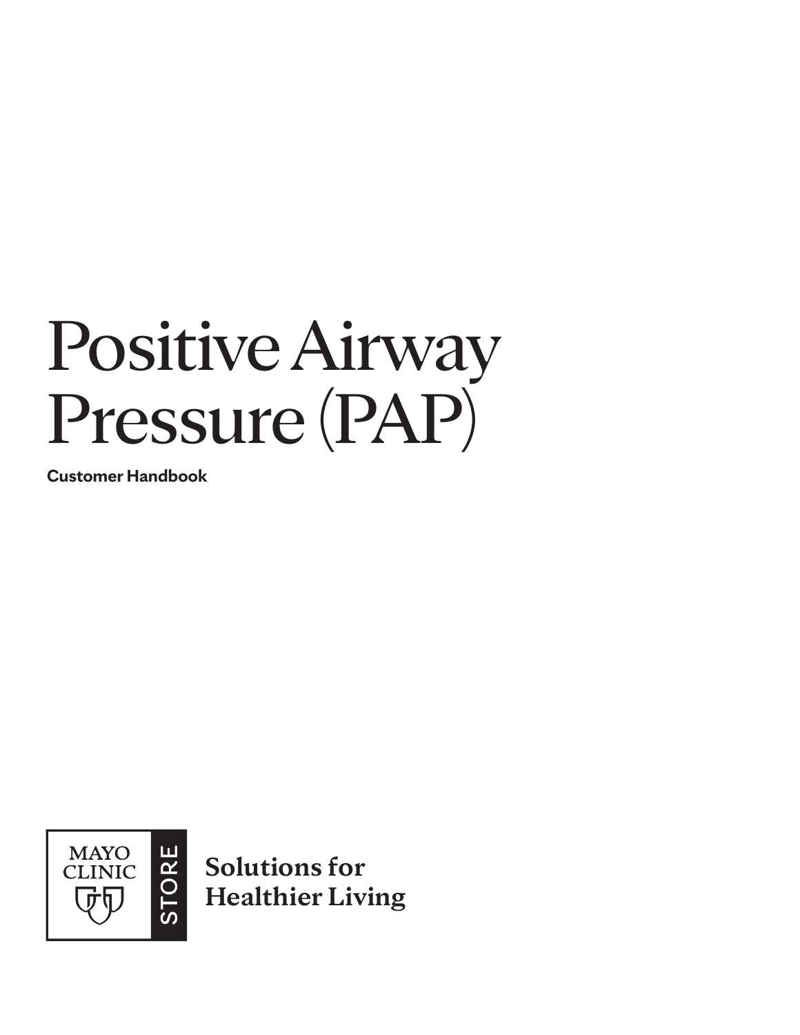# Positive Airway Pressure (PAP)

**Customer Handbook**

MAYO CLINIC STORE

**Solutions for Healthier Living**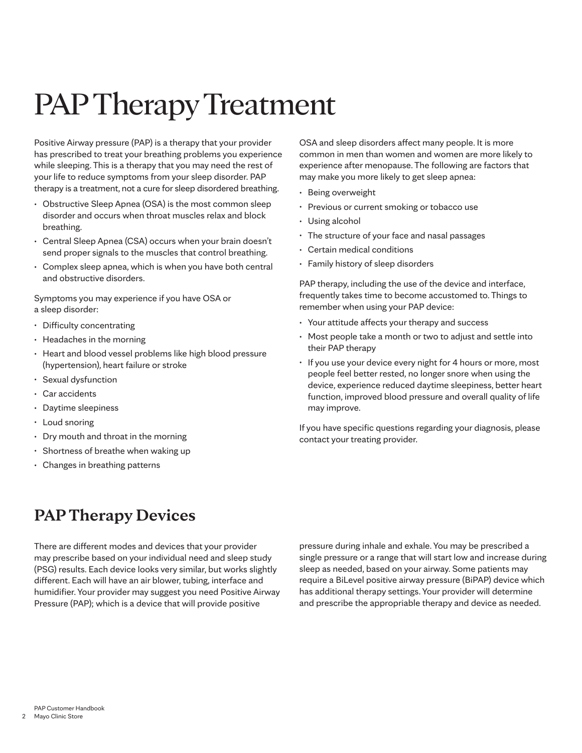# PAP Therapy Treatment

Positive Airway pressure (PAP) is a therapy that your provider has prescribed to treat your breathing problems you experience while sleeping. This is a therapy that you may need the rest of your life to reduce symptoms from your sleep disorder. PAP therapy is a treatment, not a cure for sleep disordered breathing.

- Obstructive Sleep Apnea (OSA) is the most common sleep disorder and occurs when throat muscles relax and block breathing.
- Central Sleep Apnea (CSA) occurs when your brain doesn't send proper signals to the muscles that control breathing.
- Complex sleep apnea, which is when you have both central and obstructive disorders.

Symptoms you may experience if you have OSA or a sleep disorder:

- Difficulty concentrating
- Headaches in the morning
- Heart and blood vessel problems like high blood pressure (hypertension), heart failure or stroke
- Sexual dysfunction
- Car accidents
- Daytime sleepiness
- Loud snoring
- Dry mouth and throat in the morning
- Shortness of breathe when waking up
- Changes in breathing patterns

OSA and sleep disorders affect many people. It is more common in men than women and women are more likely to experience after menopause. The following are factors that may make you more likely to get sleep apnea:

- Being overweight
- Previous or current smoking or tobacco use
- Using alcohol
- The structure of your face and nasal passages
- Certain medical conditions
- Family history of sleep disorders

PAP therapy, including the use of the device and interface, frequently takes time to become accustomed to. Things to remember when using your PAP device:

- Your attitude affects your therapy and success
- Most people take a month or two to adjust and settle into their PAP therapy
- If you use your device every night for 4 hours or more, most people feel better rested, no longer snore when using the device, experience reduced daytime sleepiness, better heart function, improved blood pressure and overall quality of life may improve.

If you have specific questions regarding your diagnosis, please contact your treating provider.

## PAP Therapy Devices

There are different modes and devices that your provider may prescribe based on your individual need and sleep study (PSG) results. Each device looks very similar, but works slightly different. Each will have an air blower, tubing, interface and humidifier. Your provider may suggest you need Positive Airway Pressure (PAP); which is a device that will provide positive pressure during inhale and exhale. You may be prescribed a single pressure or a range that will start low and increase during sleep as needed, based on your airway. Some patients may require a BiLevel positive airway pressure (BiPAP) device which has additional therapy settings. Your provider will determine and prescribe the appropriable therapy and device as needed.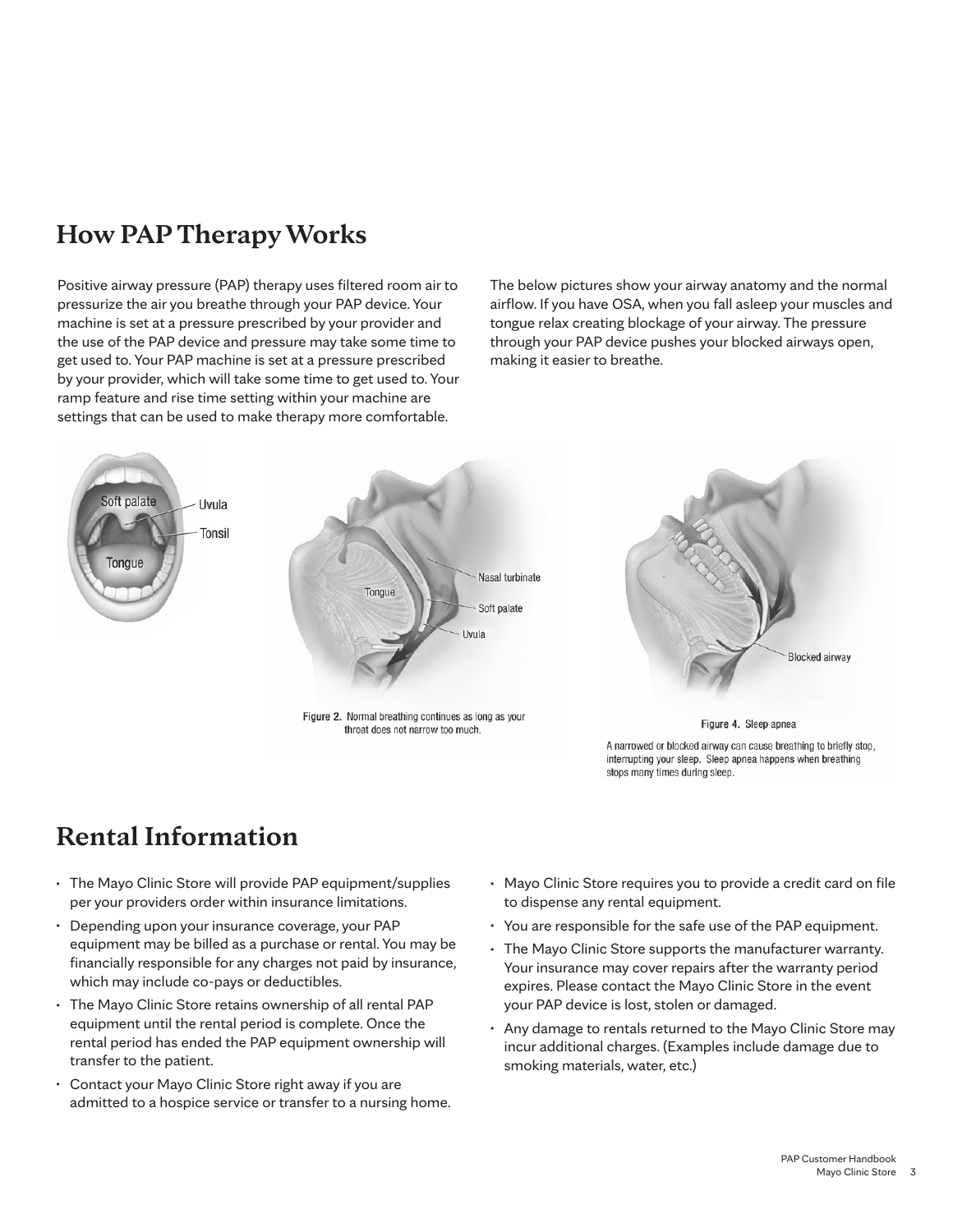## How PAP Therapy Works

Positive airway pressure (PAP) therapy uses filtered room air to pressurize the air you breathe through your PAP device. Your machine is set at a pressure prescribed by your provider and the use of the PAP device and pressure may take some time to get used to. Your PAP machine is set at a pressure prescribed by your provider, which will take some time to get used to. Your ramp feature and rise time setting within your machine are settings that can be used to make therapy more comfortable.

The below pictures show your airway anatomy and the normal airflow. If you have OSA, when you fall asleep your muscles and tongue relax creating blockage of your airway. The pressure through your PAP device pushes your blocked airways open, making it easier to breathe.

Figure 2. Normal breathing continues as long as your throat does not narrow too much.

Figure 4. Sleep apnea

A narrowed or blocked airway can cause breathing to briefly stop, interrupting your sleep. Sleep apnea happens when breathing stops many times during sleep.

## Rental Information

- The Mayo Clinic Store will provide PAP equipment/supplies per your providers order within insurance limitations.
- Depending upon your insurance coverage, your PAP equipment may be billed as a purchase or rental. You may be financially responsible for any charges not paid by insurance, which may include co-pays or deductibles.
- The Mayo Clinic Store retains ownership of all rental PAP equipment until the rental period is complete. Once the rental period has ended the PAP equipment ownership will transfer to the patient.
- Contact your Mayo Clinic Store right away if you are admitted to a hospice service or transfer to a nursing home.
- Mayo Clinic Store requires you to provide a credit card on file to dispense any rental equipment.
- You are responsible for the safe use of the PAP equipment.
- The Mayo Clinic Store supports the manufacturer warranty. Your insurance may cover repairs after the warranty period expires. Please contact the Mayo Clinic Store in the event your PAP device is lost, stolen or damaged.
- Any damage to rentals returned to the Mayo Clinic Store may incur additional charges. (Examples include damage due to smoking materials, water, etc.)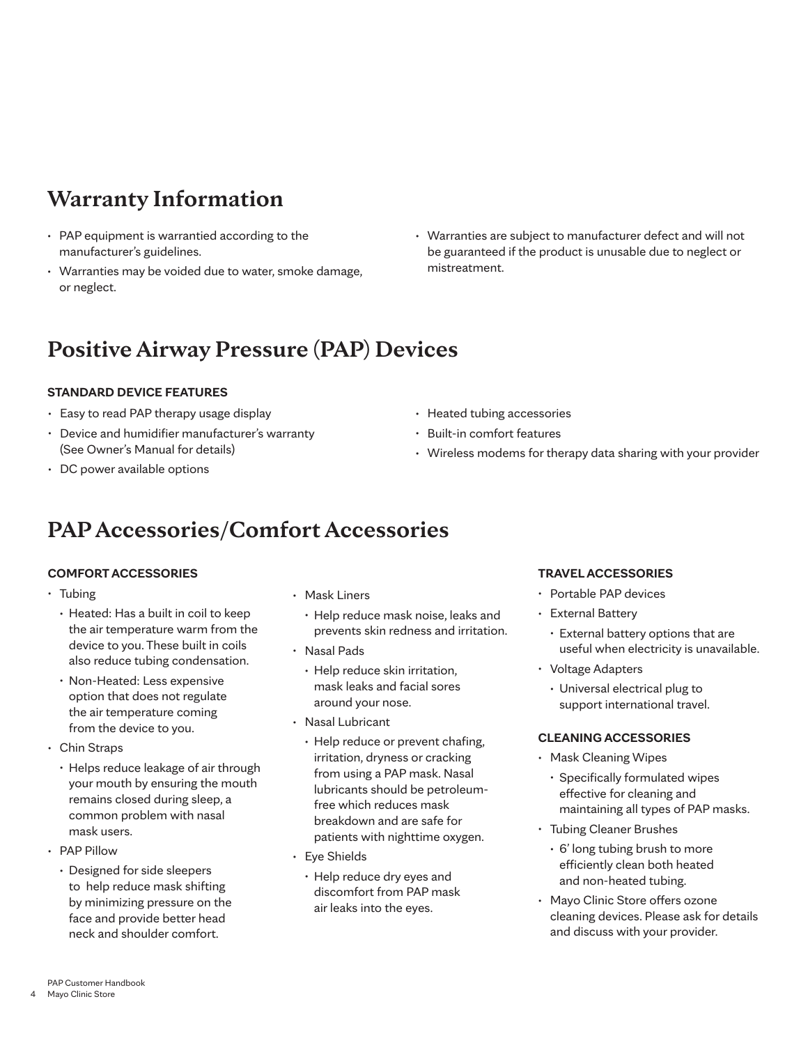## Warranty Information

- PAP equipment is warrantied according to the manufacturer's guidelines.
- Warranties may be voided due to water, smoke damage, or neglect.
- Warranties are subject to manufacturer defect and will not be guaranteed if the product is unusable due to neglect or mistreatment.

## Positive Airway Pressure (PAP) Devices

**STANDARD DEVICE FEATURES**

- Easy to read PAP therapy usage display
- Device and humidifier manufacturer's warranty (See Owner's Manual for details)
- DC power available options
- Heated tubing accessories
- Built-in comfort features
- Wireless modems for therapy data sharing with your provider

## PAP Accessories/Comfort Accessories

**COMFORT ACCESSORIES**

- Tubing
  - Heated: Has a built in coil to keep the air temperature warm from the device to you. These built in coils also reduce tubing condensation.
  - Non-Heated: Less expensive option that does not regulate the air temperature coming from the device to you.
- Chin Straps
  - Helps reduce leakage of air through your mouth by ensuring the mouth remains closed during sleep, a common problem with nasal mask users.
- PAP Pillow
  - Designed for side sleepers to help reduce mask shifting by minimizing pressure on the face and provide better head neck and shoulder comfort.
- Mask Liners
  - Help reduce mask noise, leaks and prevents skin redness and irritation.
- Nasal Pads
  - Help reduce skin irritation, mask leaks and facial sores around your nose.
- Nasal Lubricant
  - Help reduce or prevent chafing, irritation, dryness or cracking from using a PAP mask. Nasal lubricants should be petroleum-free which reduces mask breakdown and are safe for patients with nighttime oxygen.
- Eye Shields
  - Help reduce dry eyes and discomfort from PAP mask air leaks into the eyes.

**TRAVEL ACCESSORIES**

- Portable PAP devices
- External Battery
  - External battery options that are useful when electricity is unavailable.
- Voltage Adapters
  - Universal electrical plug to support international travel.

**CLEANING ACCESSORIES**

- Mask Cleaning Wipes
  - Specifically formulated wipes effective for cleaning and maintaining all types of PAP masks.
- Tubing Cleaner Brushes
  - 6' long tubing brush to more efficiently clean both heated and non-heated tubing.
- Mayo Clinic Store offers ozone cleaning devices. Please ask for details and discuss with your provider.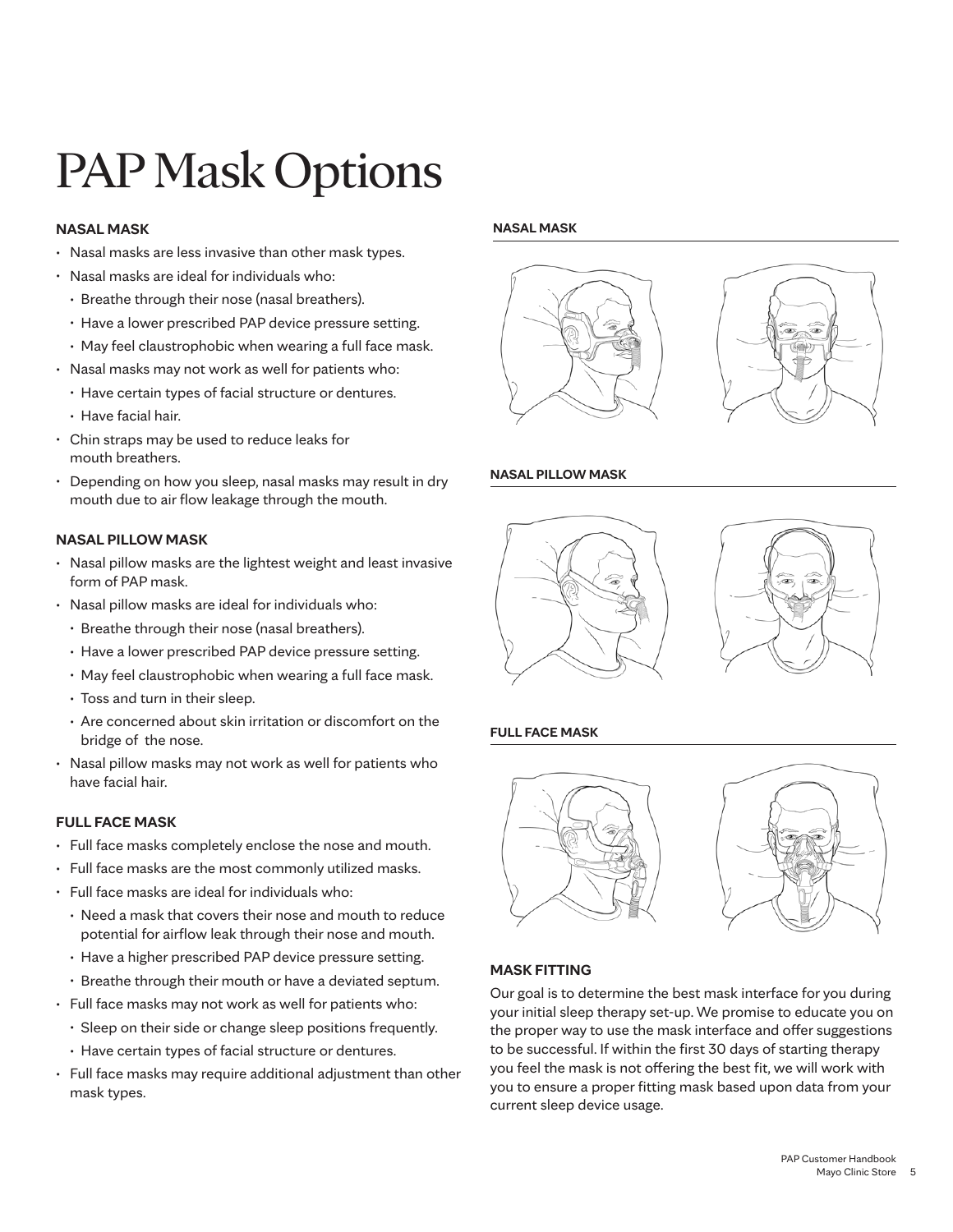# PAP Mask Options

### NASAL MASK

- Nasal masks are less invasive than other mask types.
- Nasal masks are ideal for individuals who:
  - Breathe through their nose (nasal breathers).
  - Have a lower prescribed PAP device pressure setting.
  - May feel claustrophobic when wearing a full face mask.
- Nasal masks may not work as well for patients who:
  - Have certain types of facial structure or dentures.
  - Have facial hair.
- Chin straps may be used to reduce leaks for mouth breathers.
- Depending on how you sleep, nasal masks may result in dry mouth due to air flow leakage through the mouth.

### NASAL PILLOW MASK

- Nasal pillow masks are the lightest weight and least invasive form of PAP mask.
- Nasal pillow masks are ideal for individuals who:
  - Breathe through their nose (nasal breathers).
  - Have a lower prescribed PAP device pressure setting.
  - May feel claustrophobic when wearing a full face mask.
  - Toss and turn in their sleep.
  - Are concerned about skin irritation or discomfort on the bridge of the nose.
- Nasal pillow masks may not work as well for patients who have facial hair.

### FULL FACE MASK

- Full face masks completely enclose the nose and mouth.
- Full face masks are the most commonly utilized masks.
- Full face masks are ideal for individuals who:
  - Need a mask that covers their nose and mouth to reduce potential for airflow leak through their nose and mouth.
  - Have a higher prescribed PAP device pressure setting.
  - Breathe through their mouth or have a deviated septum.
- Full face masks may not work as well for patients who:
  - Sleep on their side or change sleep positions frequently.
  - Have certain types of facial structure or dentures.
- Full face masks may require additional adjustment than other mask types.

**NASAL MASK**

**NASAL PILLOW MASK**

**FULL FACE MASK**

### MASK FITTING

Our goal is to determine the best mask interface for you during your initial sleep therapy set-up. We promise to educate you on the proper way to use the mask interface and offer suggestions to be successful. If within the first 30 days of starting therapy you feel the mask is not offering the best fit, we will work with you to ensure a proper fitting mask based upon data from your current sleep device usage.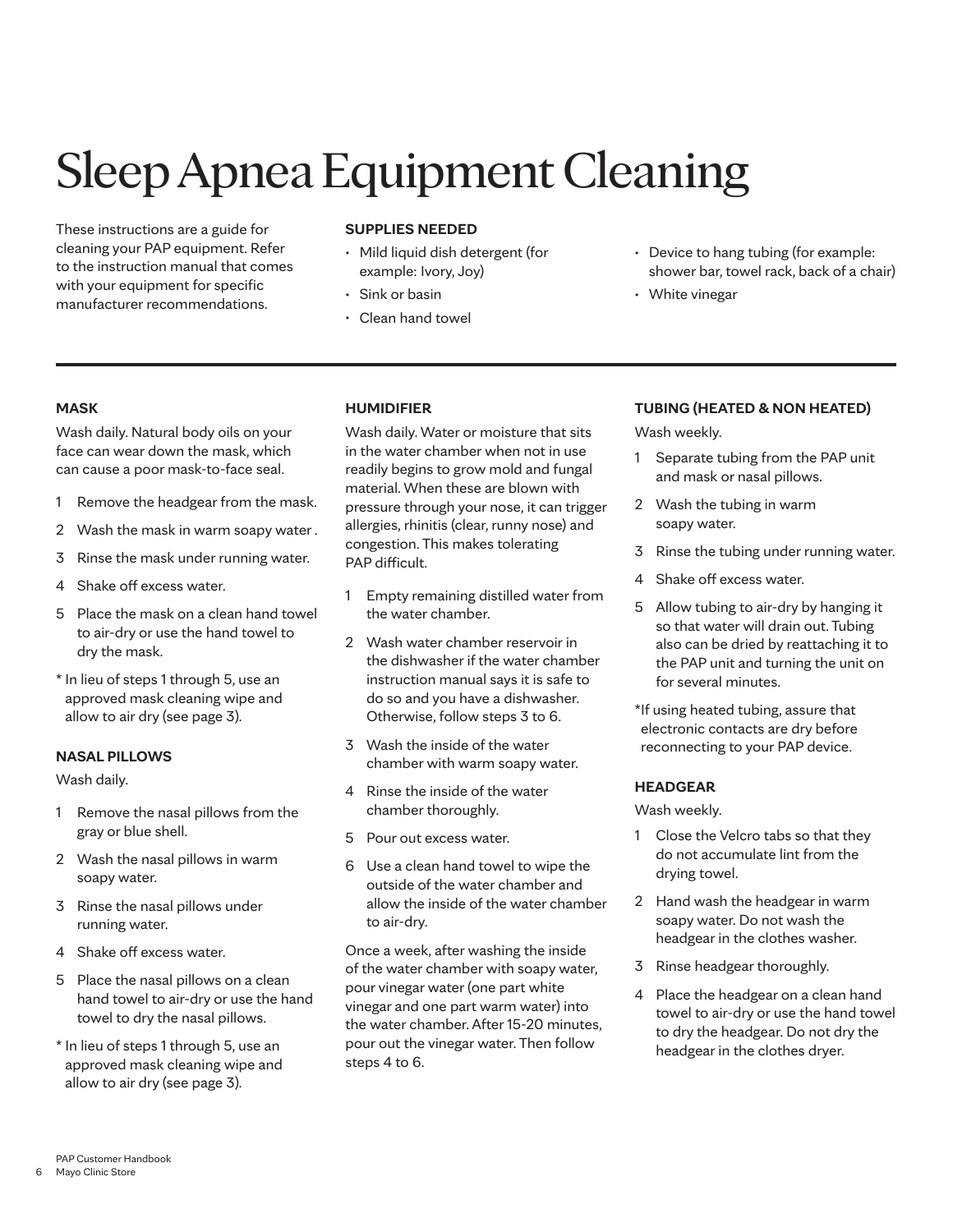# Sleep Apnea Equipment Cleaning

These instructions are a guide for cleaning your PAP equipment. Refer to the instruction manual that comes with your equipment for specific manufacturer recommendations.

**SUPPLIES NEEDED**

- Mild liquid dish detergent (for example: Ivory, Joy)
- Sink or basin
- Clean hand towel
- Device to hang tubing (for example: shower bar, towel rack, back of a chair)
- White vinegar

---

### MASK

Wash daily. Natural body oils on your face can wear down the mask, which can cause a poor mask-to-face seal.

1. Remove the headgear from the mask.
2. Wash the mask in warm soapy water .
3. Rinse the mask under running water.
4. Shake off excess water.
5. Place the mask on a clean hand towel to air-dry or use the hand towel to dry the mask.

* In lieu of steps 1 through 5, use an approved mask cleaning wipe and allow to air dry (see page 3).

### NASAL PILLOWS

Wash daily.

1. Remove the nasal pillows from the gray or blue shell.
2. Wash the nasal pillows in warm soapy water.
3. Rinse the nasal pillows under running water.
4. Shake off excess water.
5. Place the nasal pillows on a clean hand towel to air-dry or use the hand towel to dry the nasal pillows.

* In lieu of steps 1 through 5, use an approved mask cleaning wipe and allow to air dry (see page 3).

### HUMIDIFIER

Wash daily. Water or moisture that sits in the water chamber when not in use readily begins to grow mold and fungal material. When these are blown with pressure through your nose, it can trigger allergies, rhinitis (clear, runny nose) and congestion. This makes tolerating PAP difficult.

1. Empty remaining distilled water from the water chamber.
2. Wash water chamber reservoir in the dishwasher if the water chamber instruction manual says it is safe to do so and you have a dishwasher. Otherwise, follow steps 3 to 6.
3. Wash the inside of the water chamber with warm soapy water.
4. Rinse the inside of the water chamber thoroughly.
5. Pour out excess water.
6. Use a clean hand towel to wipe the outside of the water chamber and allow the inside of the water chamber to air-dry.

Once a week, after washing the inside of the water chamber with soapy water, pour vinegar water (one part white vinegar and one part warm water) into the water chamber. After 15-20 minutes, pour out the vinegar water. Then follow steps 4 to 6.

### TUBING (HEATED & NON HEATED)

Wash weekly.

1. Separate tubing from the PAP unit and mask or nasal pillows.
2. Wash the tubing in warm soapy water.
3. Rinse the tubing under running water.
4. Shake off excess water.
5. Allow tubing to air-dry by hanging it so that water will drain out. Tubing also can be dried by reattaching it to the PAP unit and turning the unit on for several minutes.

*If using heated tubing, assure that electronic contacts are dry before reconnecting to your PAP device.

### HEADGEAR

Wash weekly.

1. Close the Velcro tabs so that they do not accumulate lint from the drying towel.
2. Hand wash the headgear in warm soapy water. Do not wash the headgear in the clothes washer.
3. Rinse headgear thoroughly.
4. Place the headgear on a clean hand towel to air-dry or use the hand towel to dry the headgear. Do not dry the headgear in the clothes dryer.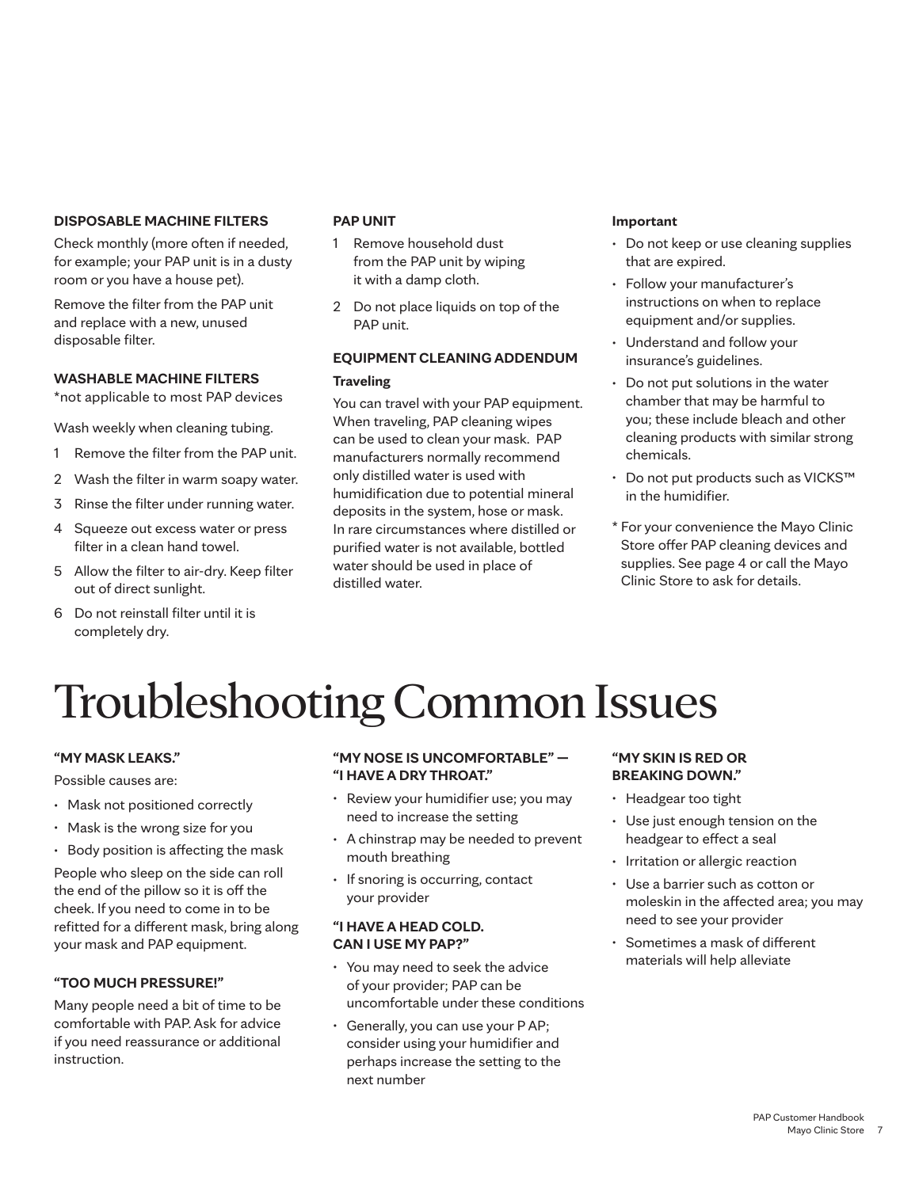#### DISPOSABLE MACHINE FILTERS

Check monthly (more often if needed, for example; your PAP unit is in a dusty room or you have a house pet).

Remove the filter from the PAP unit and replace with a new, unused disposable filter.

#### WASHABLE MACHINE FILTERS

*not applicable to most PAP devices

Wash weekly when cleaning tubing.

1. Remove the filter from the PAP unit.
2. Wash the filter in warm soapy water.
3. Rinse the filter under running water.
4. Squeeze out excess water or press filter in a clean hand towel.
5. Allow the filter to air-dry. Keep filter out of direct sunlight.
6. Do not reinstall filter until it is completely dry.

#### PAP UNIT

1. Remove household dust from the PAP unit by wiping it with a damp cloth.
2. Do not place liquids on top of the PAP unit.

#### EQUIPMENT CLEANING ADDENDUM

**Traveling**

You can travel with your PAP equipment. When traveling, PAP cleaning wipes can be used to clean your mask. PAP manufacturers normally recommend only distilled water is used with humidification due to potential mineral deposits in the system, hose or mask. In rare circumstances where distilled or purified water is not available, bottled water should be used in place of distilled water.

**Important**

- Do not keep or use cleaning supplies that are expired.
- Follow your manufacturer's instructions on when to replace equipment and/or supplies.
- Understand and follow your insurance's guidelines.
- Do not put solutions in the water chamber that may be harmful to you; these include bleach and other cleaning products with similar strong chemicals.
- Do not put products such as VICKS™ in the humidifier.

* For your convenience the Mayo Clinic Store offer PAP cleaning devices and supplies. See page 4 or call the Mayo Clinic Store to ask for details.

# Troubleshooting Common Issues

#### "MY MASK LEAKS."

Possible causes are:

- Mask not positioned correctly
- Mask is the wrong size for you
- Body position is affecting the mask

People who sleep on the side can roll the end of the pillow so it is off the cheek. If you need to come in to be refitted for a different mask, bring along your mask and PAP equipment.

#### "TOO MUCH PRESSURE!"

Many people need a bit of time to be comfortable with PAP. Ask for advice if you need reassurance or additional instruction.

#### "MY NOSE IS UNCOMFORTABLE" — "I HAVE A DRY THROAT."

- Review your humidifier use; you may need to increase the setting
- A chinstrap may be needed to prevent mouth breathing
- If snoring is occurring, contact your provider

#### "I HAVE A HEAD COLD. CAN I USE MY PAP?"

- You may need to seek the advice of your provider; PAP can be uncomfortable under these conditions
- Generally, you can use your P AP; consider using your humidifier and perhaps increase the setting to the next number

#### "MY SKIN IS RED OR BREAKING DOWN."

- Headgear too tight
- Use just enough tension on the headgear to effect a seal
- Irritation or allergic reaction
- Use a barrier such as cotton or moleskin in the affected area; you may need to see your provider
- Sometimes a mask of different materials will help alleviate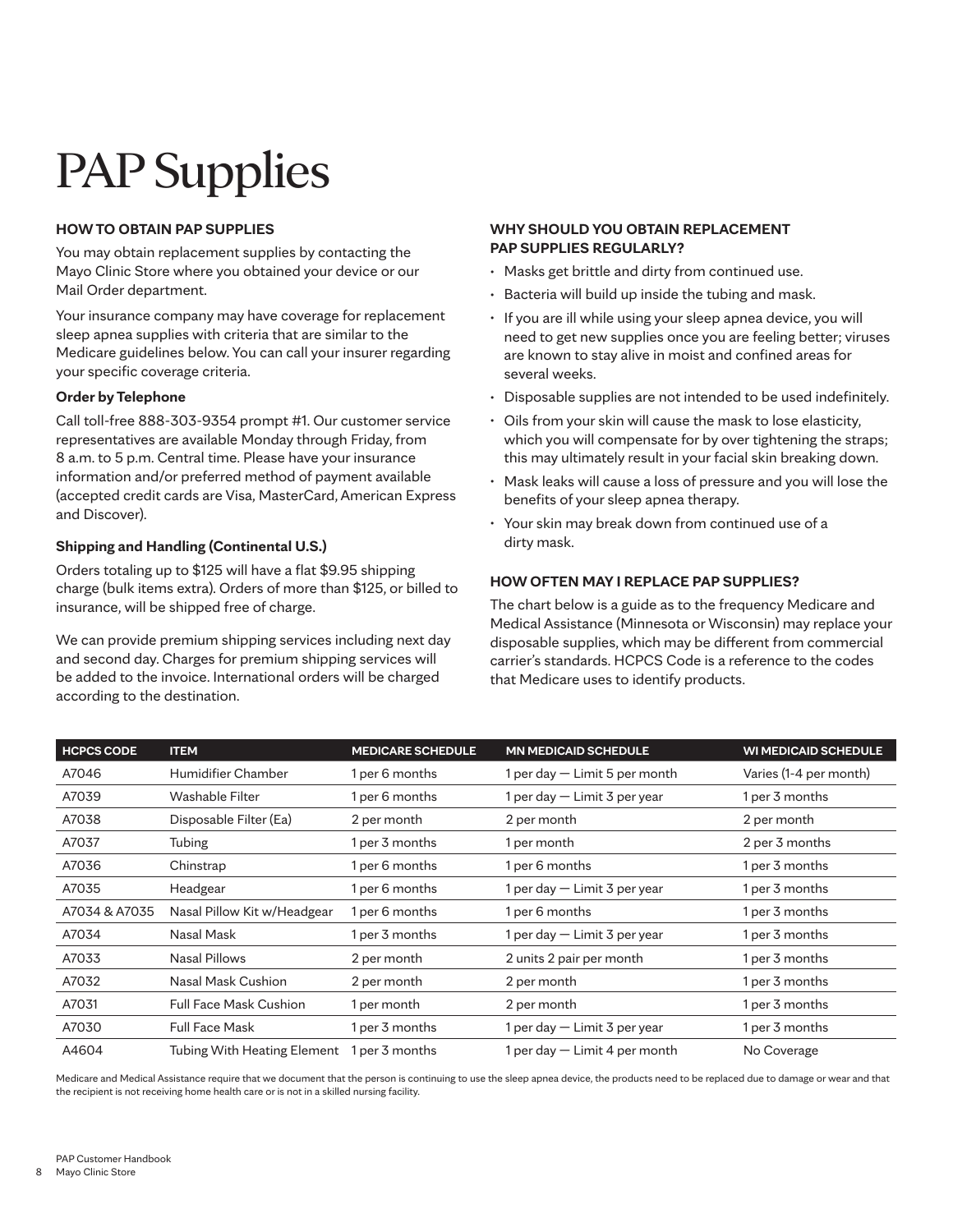# PAP Supplies

## HOW TO OBTAIN PAP SUPPLIES

You may obtain replacement supplies by contacting the Mayo Clinic Store where you obtained your device or our Mail Order department.

Your insurance company may have coverage for replacement sleep apnea supplies with criteria that are similar to the Medicare guidelines below. You can call your insurer regarding your specific coverage criteria.

### Order by Telephone

Call toll-free 888-303-9354 prompt #1. Our customer service representatives are available Monday through Friday, from 8 a.m. to 5 p.m. Central time. Please have your insurance information and/or preferred method of payment available (accepted credit cards are Visa, MasterCard, American Express and Discover).

### Shipping and Handling (Continental U.S.)

Orders totaling up to $125 will have a flat $9.95 shipping charge (bulk items extra). Orders of more than $125, or billed to insurance, will be shipped free of charge.

We can provide premium shipping services including next day and second day. Charges for premium shipping services will be added to the invoice. International orders will be charged according to the destination.

## WHY SHOULD YOU OBTAIN REPLACEMENT PAP SUPPLIES REGULARLY?

- Masks get brittle and dirty from continued use.
- Bacteria will build up inside the tubing and mask.
- If you are ill while using your sleep apnea device, you will need to get new supplies once you are feeling better; viruses are known to stay alive in moist and confined areas for several weeks.
- Disposable supplies are not intended to be used indefinitely.
- Oils from your skin will cause the mask to lose elasticity, which you will compensate for by over tightening the straps; this may ultimately result in your facial skin breaking down.
- Mask leaks will cause a loss of pressure and you will lose the benefits of your sleep apnea therapy.
- Your skin may break down from continued use of a dirty mask.

## HOW OFTEN MAY I REPLACE PAP SUPPLIES?

The chart below is a guide as to the frequency Medicare and Medical Assistance (Minnesota or Wisconsin) may replace your disposable supplies, which may be different from commercial carrier's standards. HCPCS Code is a reference to the codes that Medicare uses to identify products.

| HCPCS CODE | ITEM | MEDICARE SCHEDULE | MN MEDICAID SCHEDULE | WI MEDICAID SCHEDULE |
|---|---|---|---|---|
| A7046 | Humidifier Chamber | 1 per 6 months | 1 per day — Limit 5 per month | Varies (1-4 per month) |
| A7039 | Washable Filter | 1 per 6 months | 1 per day — Limit 3 per year | 1 per 3 months |
| A7038 | Disposable Filter (Ea) | 2 per month | 2 per month | 2 per month |
| A7037 | Tubing | 1 per 3 months | 1 per month | 2 per 3 months |
| A7036 | Chinstrap | 1 per 6 months | 1 per 6 months | 1 per 3 months |
| A7035 | Headgear | 1 per 6 months | 1 per day — Limit 3 per year | 1 per 3 months |
| A7034 & A7035 | Nasal Pillow Kit w/Headgear | 1 per 6 months | 1 per 6 months | 1 per 3 months |
| A7034 | Nasal Mask | 1 per 3 months | 1 per day — Limit 3 per year | 1 per 3 months |
| A7033 | Nasal Pillows | 2 per month | 2 units 2 pair per month | 1 per 3 months |
| A7032 | Nasal Mask Cushion | 2 per month | 2 per month | 1 per 3 months |
| A7031 | Full Face Mask Cushion | 1 per month | 2 per month | 1 per 3 months |
| A7030 | Full Face Mask | 1 per 3 months | 1 per day — Limit 3 per year | 1 per 3 months |
| A4604 | Tubing With Heating Element | 1 per 3 months | 1 per day — Limit 4 per month | No Coverage |

Medicare and Medical Assistance require that we document that the person is continuing to use the sleep apnea device, the products need to be replaced due to damage or wear and that the recipient is not receiving home health care or is not in a skilled nursing facility.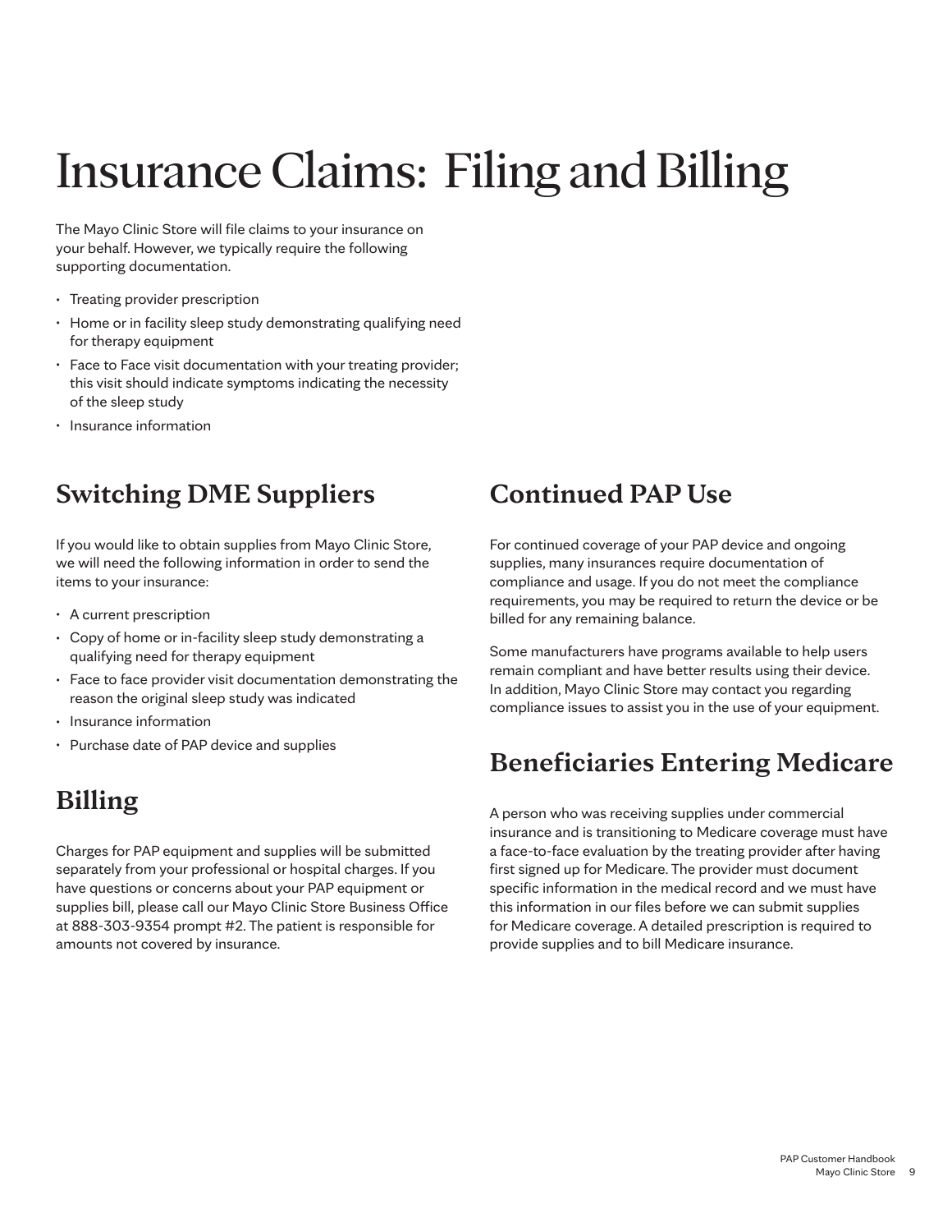# Insurance Claims: Filing and Billing

The Mayo Clinic Store will file claims to your insurance on your behalf. However, we typically require the following supporting documentation.

- Treating provider prescription
- Home or in facility sleep study demonstrating qualifying need for therapy equipment
- Face to Face visit documentation with your treating provider; this visit should indicate symptoms indicating the necessity of the sleep study
- Insurance information

## Switching DME Suppliers

If you would like to obtain supplies from Mayo Clinic Store, we will need the following information in order to send the items to your insurance:

- A current prescription
- Copy of home or in-facility sleep study demonstrating a qualifying need for therapy equipment
- Face to face provider visit documentation demonstrating the reason the original sleep study was indicated
- Insurance information
- Purchase date of PAP device and supplies

## Billing

Charges for PAP equipment and supplies will be submitted separately from your professional or hospital charges. If you have questions or concerns about your PAP equipment or supplies bill, please call our Mayo Clinic Store Business Office at 888-303-9354 prompt #2. The patient is responsible for amounts not covered by insurance.

## Continued PAP Use

For continued coverage of your PAP device and ongoing supplies, many insurances require documentation of compliance and usage. If you do not meet the compliance requirements, you may be required to return the device or be billed for any remaining balance.

Some manufacturers have programs available to help users remain compliant and have better results using their device. In addition, Mayo Clinic Store may contact you regarding compliance issues to assist you in the use of your equipment.

## Beneficiaries Entering Medicare

A person who was receiving supplies under commercial insurance and is transitioning to Medicare coverage must have a face-to-face evaluation by the treating provider after having first signed up for Medicare. The provider must document specific information in the medical record and we must have this information in our files before we can submit supplies for Medicare coverage. A detailed prescription is required to provide supplies and to bill Medicare insurance.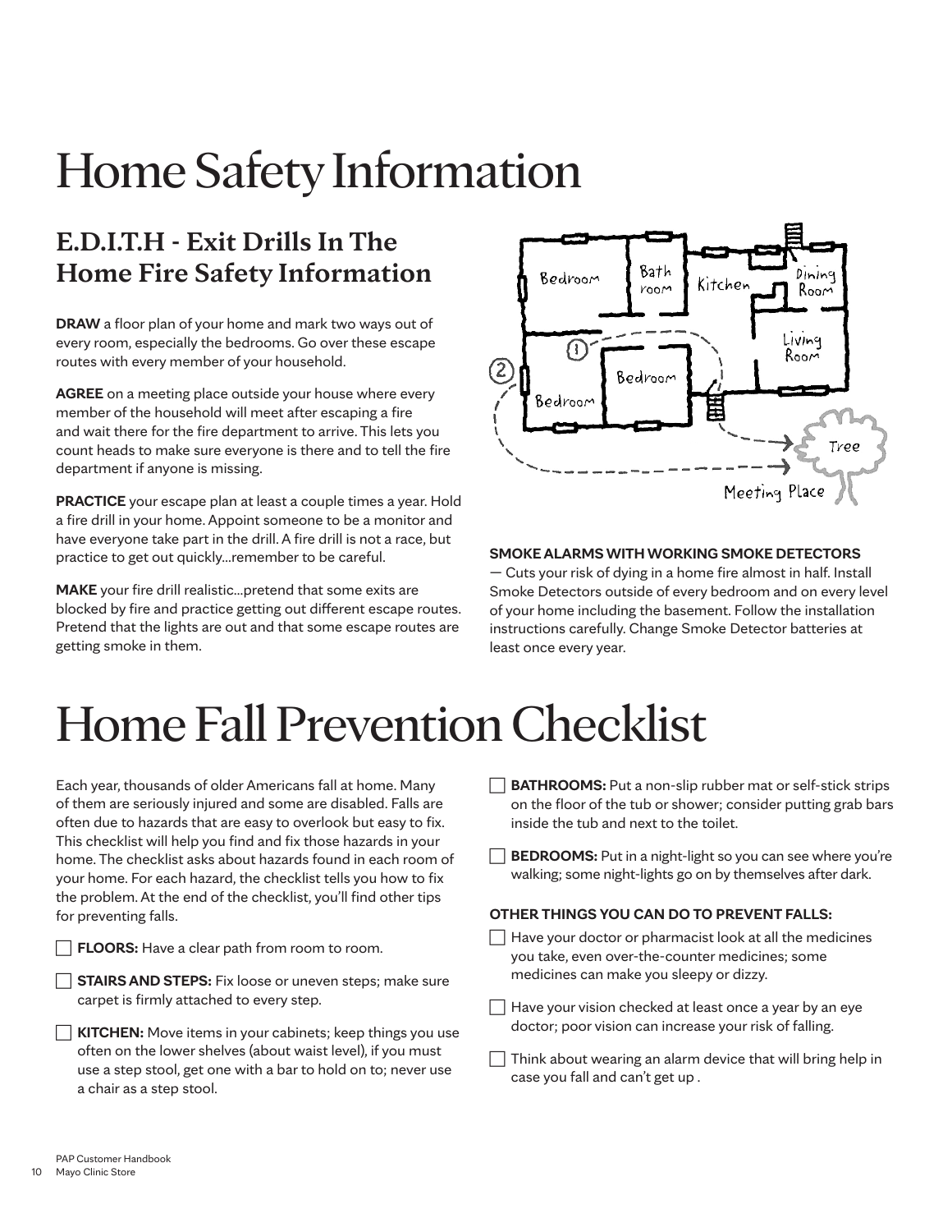# Home Safety Information

## E.D.I.T.H - Exit Drills In The Home Fire Safety Information

**DRAW** a floor plan of your home and mark two ways out of every room, especially the bedrooms. Go over these escape routes with every member of your household.

**AGREE** on a meeting place outside your house where every member of the household will meet after escaping a fire and wait there for the fire department to arrive. This lets you count heads to make sure everyone is there and to tell the fire department if anyone is missing.

**PRACTICE** your escape plan at least a couple times a year. Hold a fire drill in your home. Appoint someone to be a monitor and have everyone take part in the drill. A fire drill is not a race, but practice to get out quickly...remember to be careful.

**MAKE** your fire drill realistic...pretend that some exits are blocked by fire and practice getting out different escape routes. Pretend that the lights are out and that some escape routes are getting smoke in them.

**SMOKE ALARMS WITH WORKING SMOKE DETECTORS** — Cuts your risk of dying in a home fire almost in half. Install Smoke Detectors outside of every bedroom and on every level of your home including the basement. Follow the installation instructions carefully. Change Smoke Detector batteries at least once every year.

# Home Fall Prevention Checklist

Each year, thousands of older Americans fall at home. Many of them are seriously injured and some are disabled. Falls are often due to hazards that are easy to overlook but easy to fix. This checklist will help you find and fix those hazards in your home. The checklist asks about hazards found in each room of your home. For each hazard, the checklist tells you how to fix the problem. At the end of the checklist, you'll find other tips for preventing falls.

- [ ] **FLOORS:** Have a clear path from room to room.
- [ ] **STAIRS AND STEPS:** Fix loose or uneven steps; make sure carpet is firmly attached to every step.
- [ ] **KITCHEN:** Move items in your cabinets; keep things you use often on the lower shelves (about waist level), if you must use a step stool, get one with a bar to hold on to; never use a chair as a step stool.
- [ ] **BATHROOMS:** Put a non-slip rubber mat or self-stick strips on the floor of the tub or shower; consider putting grab bars inside the tub and next to the toilet.
- [ ] **BEDROOMS:** Put in a night-light so you can see where you're walking; some night-lights go on by themselves after dark.

**OTHER THINGS YOU CAN DO TO PREVENT FALLS:**

- [ ] Have your doctor or pharmacist look at all the medicines you take, even over-the-counter medicines; some medicines can make you sleepy or dizzy.
- [ ] Have your vision checked at least once a year by an eye doctor; poor vision can increase your risk of falling.
- [ ] Think about wearing an alarm device that will bring help in case you fall and can't get up .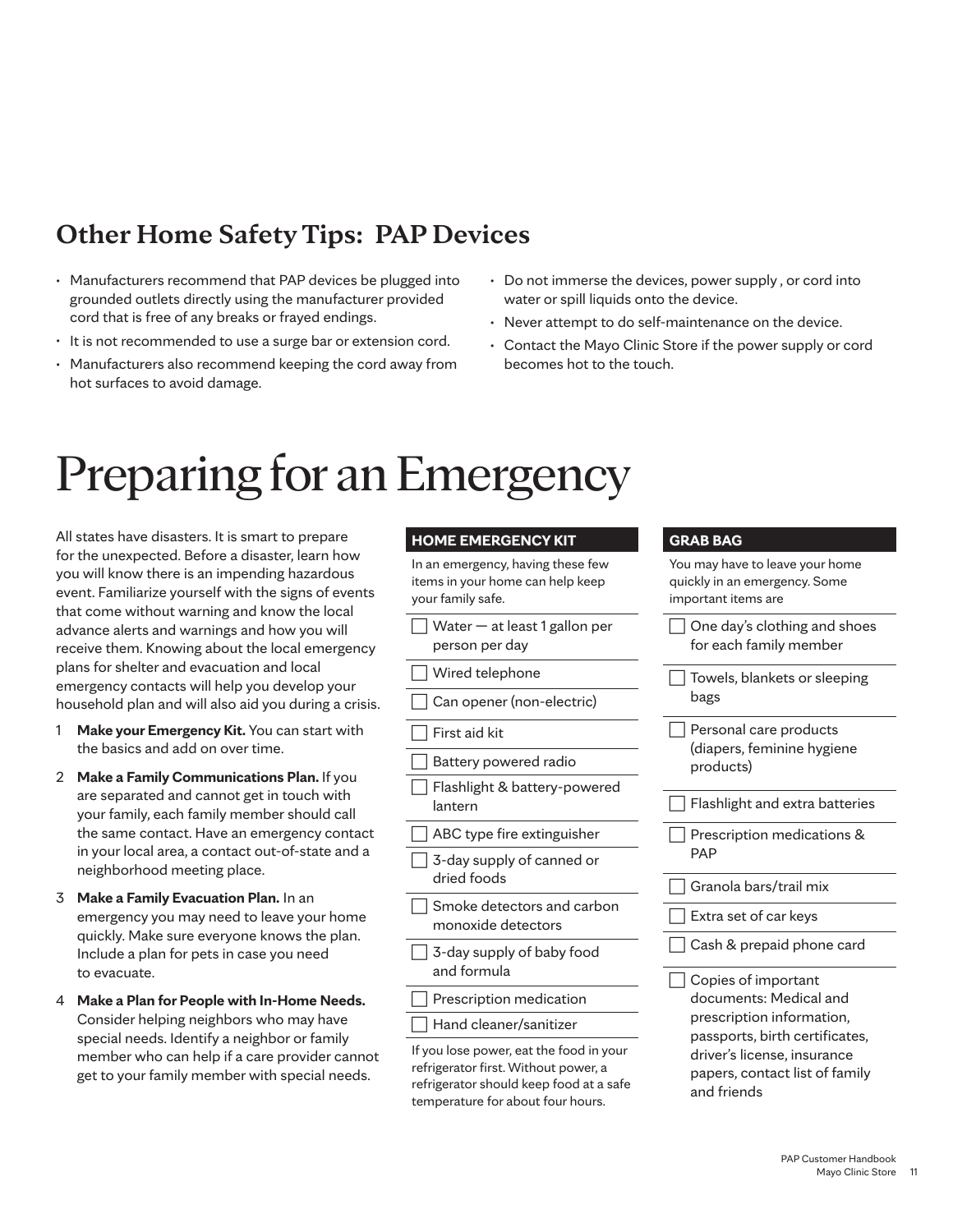## Other Home Safety Tips: PAP Devices

- Manufacturers recommend that PAP devices be plugged into grounded outlets directly using the manufacturer provided cord that is free of any breaks or frayed endings.
- It is not recommended to use a surge bar or extension cord.
- Manufacturers also recommend keeping the cord away from hot surfaces to avoid damage.
- Do not immerse the devices, power supply , or cord into water or spill liquids onto the device.
- Never attempt to do self-maintenance on the device.
- Contact the Mayo Clinic Store if the power supply or cord becomes hot to the touch.

# Preparing for an Emergency

All states have disasters. It is smart to prepare for the unexpected. Before a disaster, learn how you will know there is an impending hazardous event. Familiarize yourself with the signs of events that come without warning and know the local advance alerts and warnings and how you will receive them. Knowing about the local emergency plans for shelter and evacuation and local emergency contacts will help you develop your household plan and will also aid you during a crisis.

1. **Make your Emergency Kit.** You can start with the basics and add on over time.
2. **Make a Family Communications Plan.** If you are separated and cannot get in touch with your family, each family member should call the same contact. Have an emergency contact in your local area, a contact out-of-state and a neighborhood meeting place.
3. **Make a Family Evacuation Plan.** In an emergency you may need to leave your home quickly. Make sure everyone knows the plan. Include a plan for pets in case you need to evacuate.
4. **Make a Plan for People with In-Home Needs.** Consider helping neighbors who may have special needs. Identify a neighbor or family member who can help if a care provider cannot get to your family member with special needs.

### HOME EMERGENCY KIT

In an emergency, having these few items in your home can help keep your family safe.

- [ ] Water — at least 1 gallon per person per day
- [ ] Wired telephone
- [ ] Can opener (non-electric)
- [ ] First aid kit
- [ ] Battery powered radio
- [ ] Flashlight & battery-powered lantern
- [ ] ABC type fire extinguisher
- [ ] 3-day supply of canned or dried foods
- [ ] Smoke detectors and carbon monoxide detectors
- [ ] 3-day supply of baby food and formula
- [ ] Prescription medication
- [ ] Hand cleaner/sanitizer

If you lose power, eat the food in your refrigerator first. Without power, a refrigerator should keep food at a safe temperature for about four hours.

### GRAB BAG

You may have to leave your home quickly in an emergency. Some important items are

- [ ] One day's clothing and shoes for each family member
- [ ] Towels, blankets or sleeping bags
- [ ] Personal care products (diapers, feminine hygiene products)
- [ ] Flashlight and extra batteries
- [ ] Prescription medications & PAP
- [ ] Granola bars/trail mix
- [ ] Extra set of car keys
- [ ] Cash & prepaid phone card
- [ ] Copies of important documents: Medical and prescription information, passports, birth certificates, driver's license, insurance papers, contact list of family and friends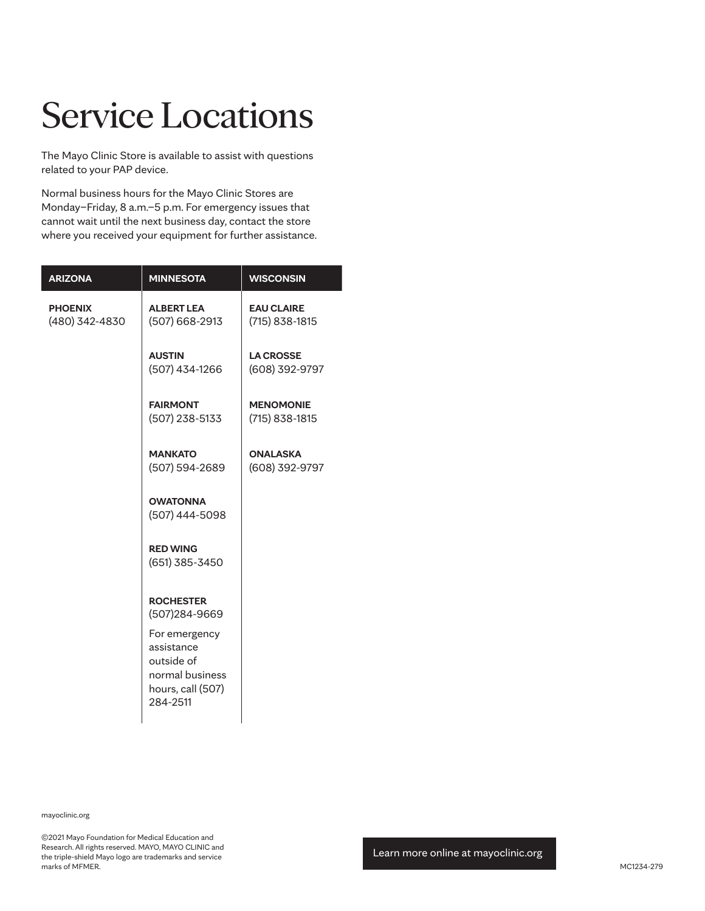# Service Locations

The Mayo Clinic Store is available to assist with questions related to your PAP device.

Normal business hours for the Mayo Clinic Stores are Monday–Friday, 8 a.m.–5 p.m. For emergency issues that cannot wait until the next business day, contact the store where you received your equipment for further assistance.

| ARIZONA | MINNESOTA | WISCONSIN |
|---|---|---|
| **PHOENIX**<br>(480) 342-4830 | **ALBERT LEA**<br>(507) 668-2913 | **EAU CLAIRE**<br>(715) 838-1815 |
| | **AUSTIN**<br>(507) 434-1266 | **LA CROSSE**<br>(608) 392-9797 |
| | **FAIRMONT**<br>(507) 238-5133 | **MENOMONIE**<br>(715) 838-1815 |
| | **MANKATO**<br>(507) 594-2689 | **ONALASKA**<br>(608) 392-9797 |
| | **OWATONNA**<br>(507) 444-5098 | |
| | **RED WING**<br>(651) 385-3450 | |
| | **ROCHESTER**<br>(507)284-9669<br>For emergency assistance outside of normal business hours, call (507) 284-2511 | |

mayoclinic.org

©2021 Mayo Foundation for Medical Education and Research. All rights reserved. MAYO, MAYO CLINIC and the triple-shield Mayo logo are trademarks and service marks of MFMER.

Learn more online at mayoclinic.org

MC1234-279